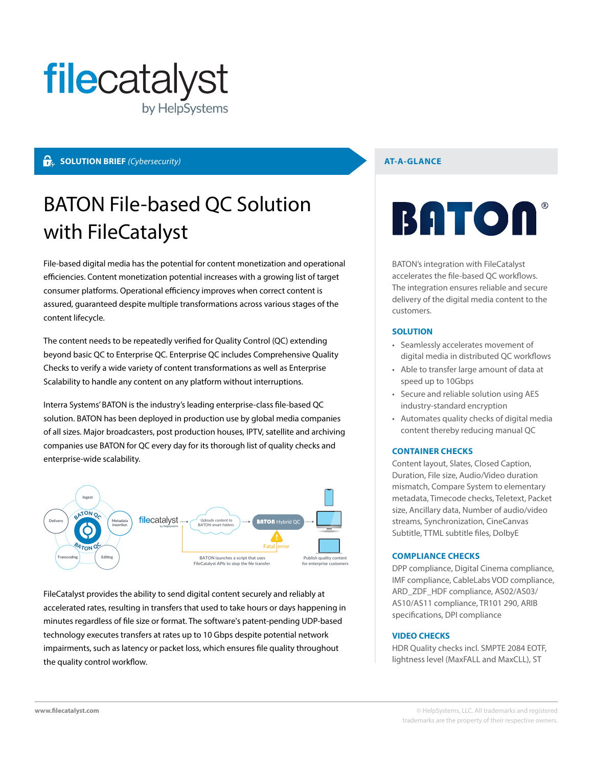**SOLUTION BRIEF** *(Cybersecurity)*

# BATON File-based QC Solution with FileCatalyst

File-based digital media has the potential for content monetization and operational efficiencies. Content monetization potential increases with a growing list of target consumer platforms. Operational efficiency improves when correct content is assured, guaranteed despite multiple transformations across various stages of the content lifecycle.

The content needs to be repeatedly verified for Quality Control (QC) extending beyond basic QC to Enterprise QC. Enterprise QC includes Comprehensive Quality Checks to verify a wide variety of content transformations as well as Enterprise Scalability to handle any content on any platform without interruptions.

Interra Systems' BATON is the industry's leading enterprise-class file-based QC solution. BATON has been deployed in production use by global media companies of all sizes. Major broadcasters, post production houses, IPTV, satellite and archiving companies use BATON for QC every day for its thorough list of quality checks and enterprise-wide scalability.

FileCatalyst provides the ability to send digital content securely and reliably at accelerated rates, resulting in transfers that used to take hours or days happening in minutes regardless of file size or format. The software's patent-pending UDP-based technology executes transfers at rates up to 10 Gbps despite potential network impairments, such as latency or packet loss, which ensures file quality throughout the quality control workflow.

## AT-A-GLANCE

BATON's integration with FileCatalyst accelerates the file-based QC workflows. The integration ensures reliable and secure delivery of the digital media content to the customers.

### SOLUTION

- Seamlessly accelerates movement of digital media in distributed QC workflows
- Able to transfer large amount of data at speed up to 10Gbps
- Secure and reliable solution using AES industry-standard encryption
- Automates quality checks of digital media content thereby reducing manual QC

### CONTAINER CHECKS

Content layout, Slates, Closed Caption, Duration, File size, Audio/Video duration mismatch, Compare System to elementary metadata, Timecode checks, Teletext, Packet size, Ancillary data, Number of audio/video streams, Synchronization, CineCanvas Subtitle, TTML subtitle files, DolbyE

### COMPLIANCE CHECKS

DPP compliance, Digital Cinema compliance, IMF compliance, CableLabs VOD compliance, ARD_ZDF_HDF compliance, AS02/AS03/AS10/AS11 compliance, TR101 290, ARIB specifications, DPI compliance

### VIDEO CHECKS

HDR Quality checks incl. SMPTE 2084 EOTF, lightness level (MaxFALL and MaxCLL), ST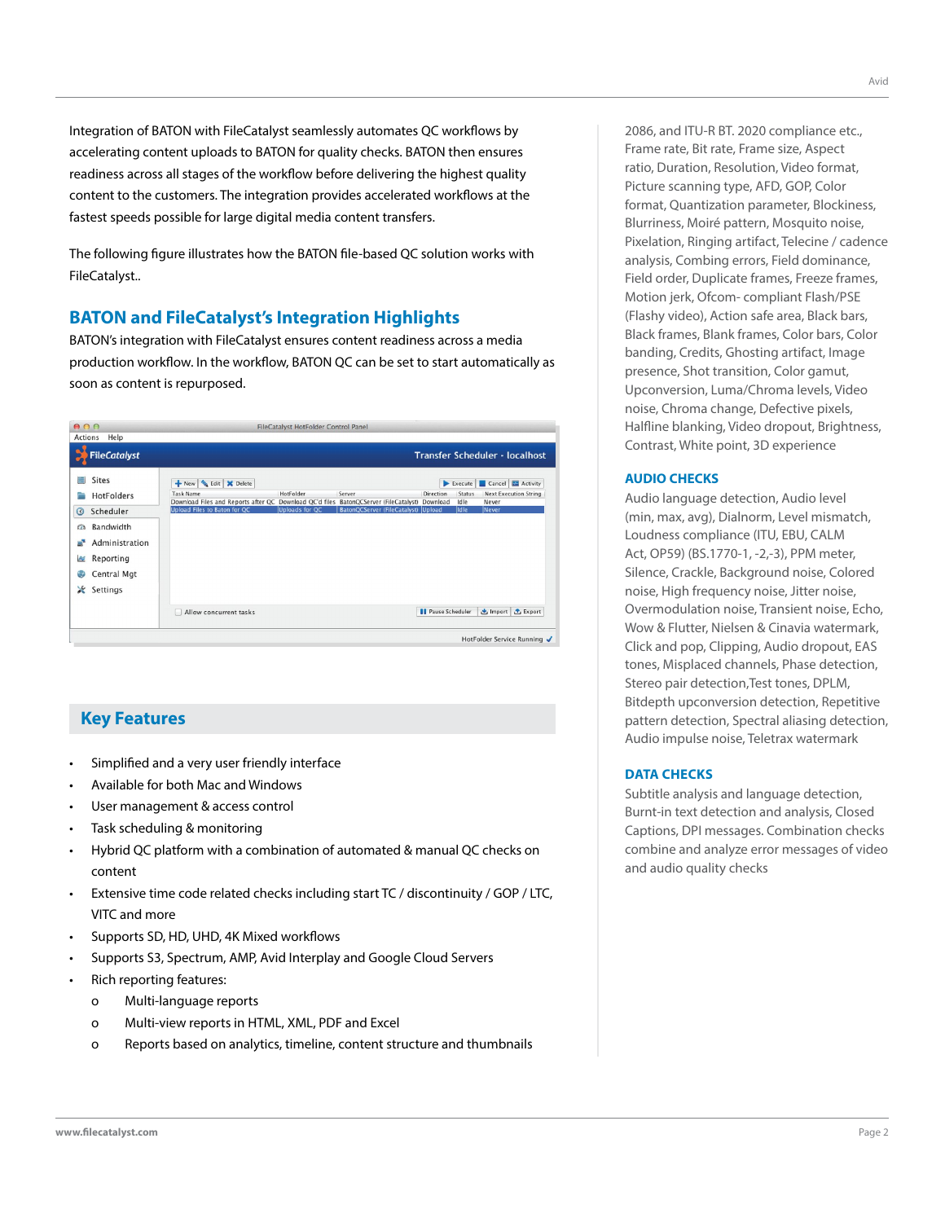Integration of BATON with FileCatalyst seamlessly automates QC workflows by accelerating content uploads to BATON for quality checks. BATON then ensures readiness across all stages of the workflow before delivering the highest quality content to the customers. The integration provides accelerated workflows at the fastest speeds possible for large digital media content transfers.

The following figure illustrates how the BATON file-based QC solution works with FileCatalyst..

## BATON and FileCatalyst's Integration Highlights

BATON's integration with FileCatalyst ensures content readiness across a media production workflow. In the workflow, BATON QC can be set to start automatically as soon as content is repurposed.

## Key Features

- Simplified and a very user friendly interface
- Available for both Mac and Windows
- User management & access control
- Task scheduling & monitoring
- Hybrid QC platform with a combination of automated & manual QC checks on content
- Extensive time code related checks including start TC / discontinuity / GOP / LTC, VITC and more
- Supports SD, HD, UHD, 4K Mixed workflows
- Supports S3, Spectrum, AMP, Avid Interplay and Google Cloud Servers
- Rich reporting features:
    - Multi-language reports
    - Multi-view reports in HTML, XML, PDF and Excel
    - Reports based on analytics, timeline, content structure and thumbnails

2086, and ITU-R BT. 2020 compliance etc., Frame rate, Bit rate, Frame size, Aspect ratio, Duration, Resolution, Video format, Picture scanning type, AFD, GOP, Color format, Quantization parameter, Blockiness, Blurriness, Moiré pattern, Mosquito noise, Pixelation, Ringing artifact, Telecine / cadence analysis, Combing errors, Field dominance, Field order, Duplicate frames, Freeze frames, Motion jerk, Ofcom- compliant Flash/PSE (Flashy video), Action safe area, Black bars, Black frames, Blank frames, Color bars, Color banding, Credits, Ghosting artifact, Image presence, Shot transition, Color gamut, Upconversion, Luma/Chroma levels, Video noise, Chroma change, Defective pixels, Halfline blanking, Video dropout, Brightness, Contrast, White point, 3D experience

### AUDIO CHECKS

Audio language detection, Audio level (min, max, avg), Dialnorm, Level mismatch, Loudness compliance (ITU, EBU, CALM Act, OP59) (BS.1770-1, -2,-3), PPM meter, Silence, Crackle, Background noise, Colored noise, High frequency noise, Jitter noise, Overmodulation noise, Transient noise, Echo, Wow & Flutter, Nielsen & Cinavia watermark, Click and pop, Clipping, Audio dropout, EAS tones, Misplaced channels, Phase detection, Stereo pair detection,Test tones, DPLM, Bitdepth upconversion detection, Repetitive pattern detection, Spectral aliasing detection, Audio impulse noise, Teletrax watermark

### DATA CHECKS

Subtitle analysis and language detection, Burnt-in text detection and analysis, Closed Captions, DPI messages. Combination checks combine and analyze error messages of video and audio quality checks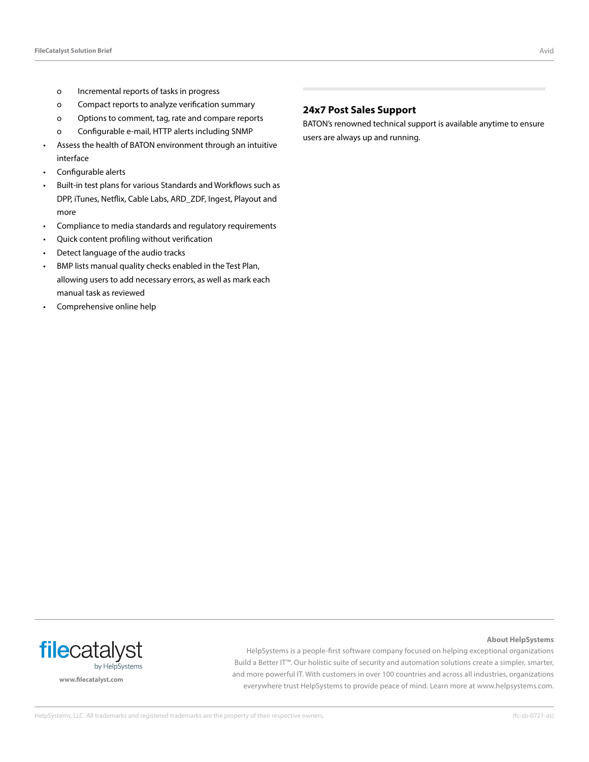- Incremental reports of tasks in progress
   - Compact reports to analyze verification summary
   - Options to comment, tag, rate and compare reports
   - Configurable e-mail, HTTP alerts including SNMP
- Assess the health of BATON environment through an intuitive interface
- Configurable alerts
- Built-in test plans for various Standards and Workflows such as DPP, iTunes, Netflix, Cable Labs, ARD_ZDF, Ingest, Playout and more
- Compliance to media standards and regulatory requirements
- Quick content profiling without verification
- Detect language of the audio tracks
- BMP lists manual quality checks enabled in the Test Plan, allowing users to add necessary errors, as well as mark each manual task as reviewed
- Comprehensive online help

### 24x7 Post Sales Support

BATON's renowned technical support is available anytime to ensure users are always up and running.

filecatalyst by HelpSystems

www.filecatalyst.com

**About HelpSystems**

HelpSystems is a people-first software company focused on helping exceptional organizations Build a Better IT™. Our holistic suite of security and automation solutions create a simpler, smarter, and more powerful IT. With customers in over 100 countries and across all industries, organizations everywhere trust HelpSystems to provide peace of mind. Learn more at www.helpsystems.com.

HelpSystems, LLC. All trademarks and registered trademarks are the property of their respective owners.

(fc-sb-0721-as)